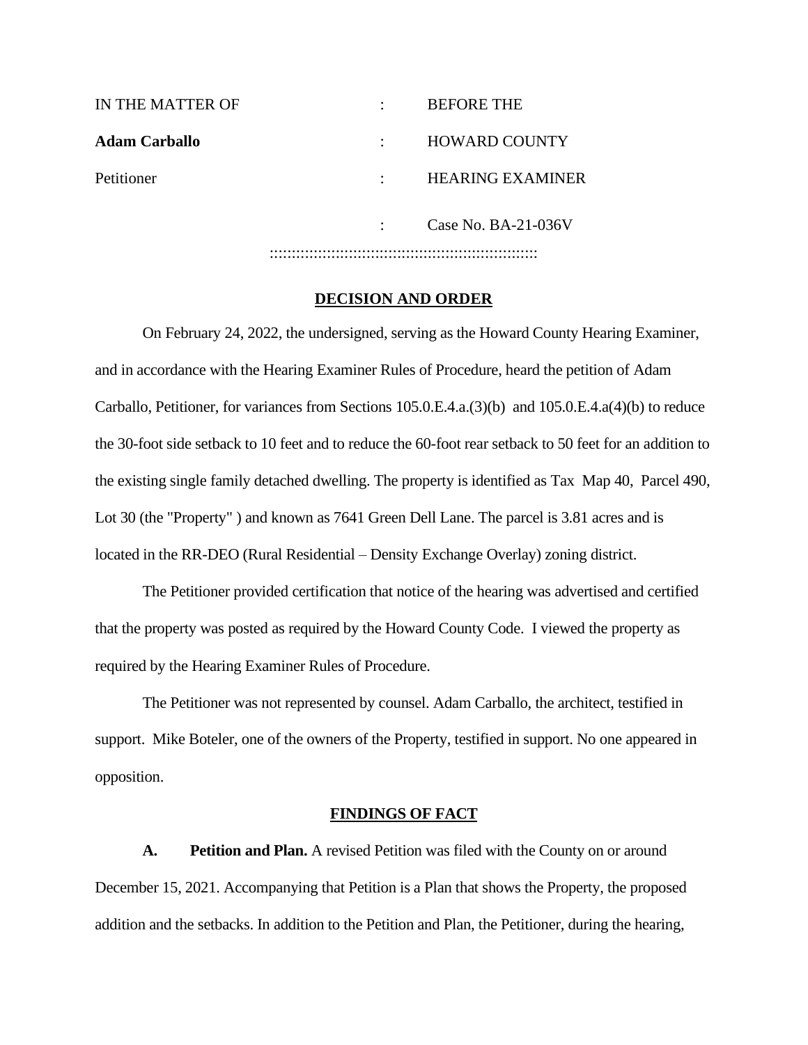| IN THE MATTER OF | : | BEFORE THE |
|---|---|---|
| **Adam Carballo** | : | HOWARD COUNTY |
| Petitioner | : | HEARING EXAMINER |
| | : | Case No. BA-21-036V |

::::::::::::::::::::::::::::::::::::::::::::::::::::::::::::

## DECISION AND ORDER

On February 24, 2022, the undersigned, serving as the Howard County Hearing Examiner, and in accordance with the Hearing Examiner Rules of Procedure, heard the petition of Adam Carballo, Petitioner, for variances from Sections 105.0.E.4.a.(3)(b) and 105.0.E.4.a(4)(b) to reduce the 30-foot side setback to 10 feet and to reduce the 60-foot rear setback to 50 feet for an addition to the existing single family detached dwelling. The property is identified as Tax Map 40, Parcel 490, Lot 30 (the "Property" ) and known as 7641 Green Dell Lane. The parcel is 3.81 acres and is located in the RR-DEO (Rural Residential – Density Exchange Overlay) zoning district.

The Petitioner provided certification that notice of the hearing was advertised and certified that the property was posted as required by the Howard County Code. I viewed the property as required by the Hearing Examiner Rules of Procedure.

The Petitioner was not represented by counsel. Adam Carballo, the architect, testified in support. Mike Boteler, one of the owners of the Property, testified in support. No one appeared in opposition.

## FINDINGS OF FACT

**A. Petition and Plan.** A revised Petition was filed with the County on or around December 15, 2021. Accompanying that Petition is a Plan that shows the Property, the proposed addition and the setbacks. In addition to the Petition and Plan, the Petitioner, during the hearing,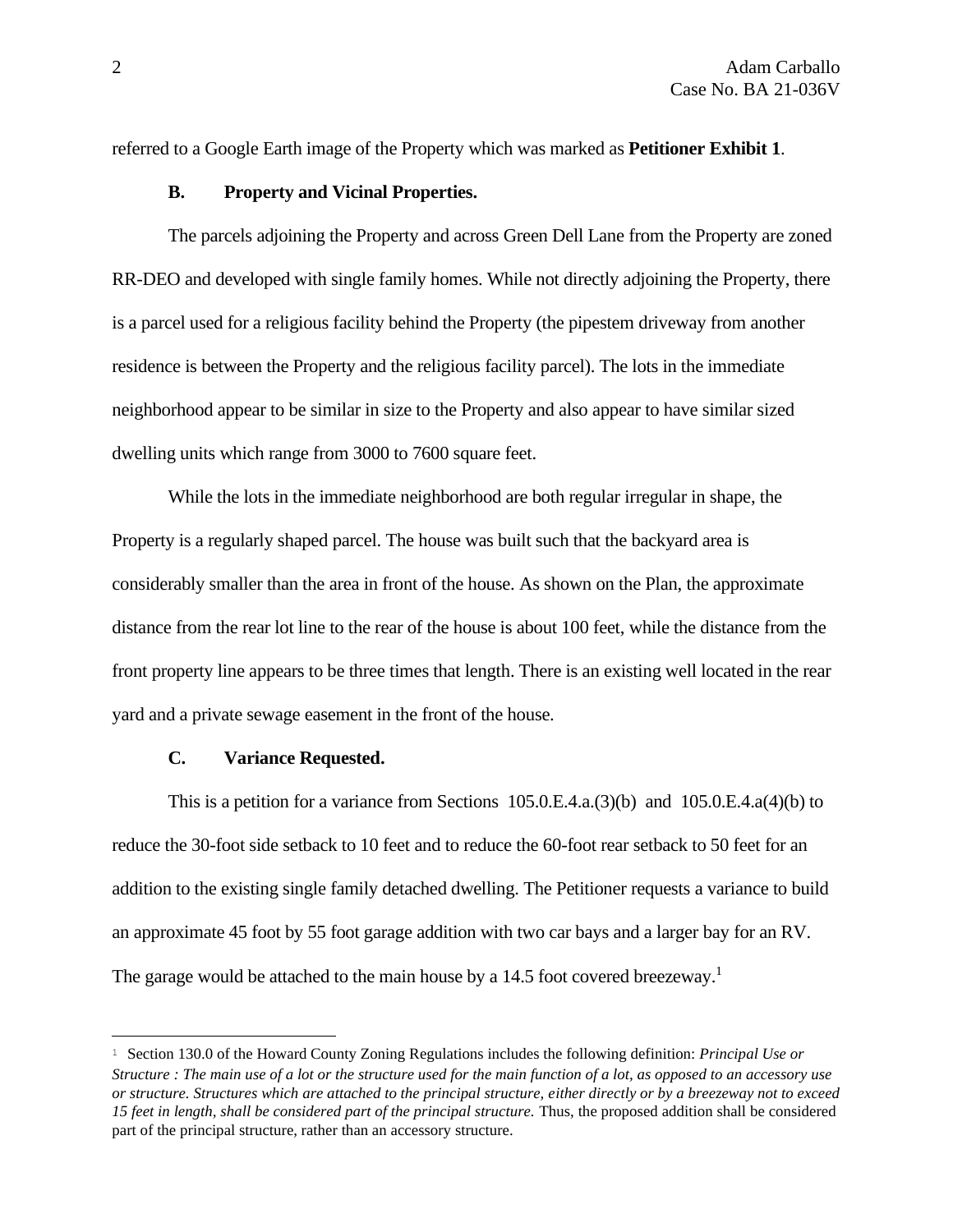referred to a Google Earth image of the Property which was marked as **Petitioner Exhibit 1**.

### B. Property and Vicinal Properties.

The parcels adjoining the Property and across Green Dell Lane from the Property are zoned RR-DEO and developed with single family homes. While not directly adjoining the Property, there is a parcel used for a religious facility behind the Property (the pipestem driveway from another residence is between the Property and the religious facility parcel). The lots in the immediate neighborhood appear to be similar in size to the Property and also appear to have similar sized dwelling units which range from 3000 to 7600 square feet.

While the lots in the immediate neighborhood are both regular irregular in shape, the Property is a regularly shaped parcel. The house was built such that the backyard area is considerably smaller than the area in front of the house. As shown on the Plan, the approximate distance from the rear lot line to the rear of the house is about 100 feet, while the distance from the front property line appears to be three times that length. There is an existing well located in the rear yard and a private sewage easement in the front of the house.

### C. Variance Requested.

This is a petition for a variance from Sections 105.0.E.4.a.(3)(b) and 105.0.E.4.a(4)(b) to reduce the 30-foot side setback to 10 feet and to reduce the 60-foot rear setback to 50 feet for an addition to the existing single family detached dwelling. The Petitioner requests a variance to build an approximate 45 foot by 55 foot garage addition with two car bays and a larger bay for an RV. The garage would be attached to the main house by a 14.5 foot covered breezeway.[1]

---

[1] Section 130.0 of the Howard County Zoning Regulations includes the following definition: *Principal Use or Structure : The main use of a lot or the structure used for the main function of a lot, as opposed to an accessory use or structure. Structures which are attached to the principal structure, either directly or by a breezeway not to exceed 15 feet in length, shall be considered part of the principal structure.* Thus, the proposed addition shall be considered part of the principal structure, rather than an accessory structure.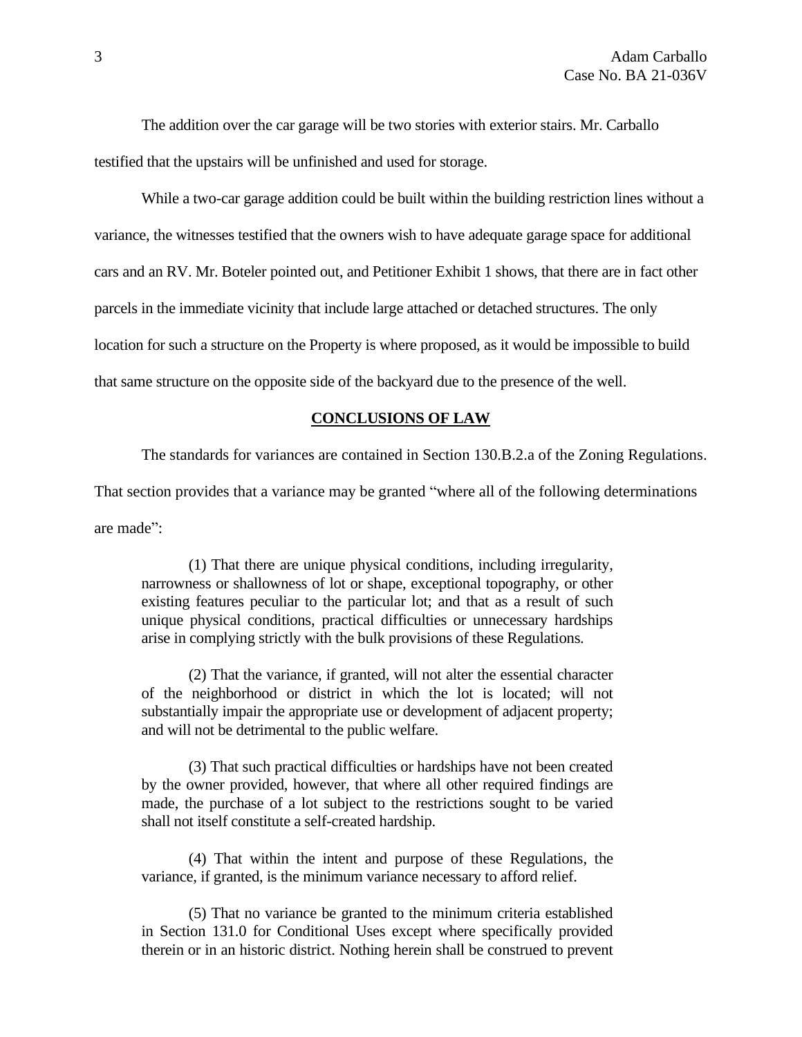The addition over the car garage will be two stories with exterior stairs. Mr. Carballo testified that the upstairs will be unfinished and used for storage.

While a two-car garage addition could be built within the building restriction lines without a variance, the witnesses testified that the owners wish to have adequate garage space for additional cars and an RV. Mr. Boteler pointed out, and Petitioner Exhibit 1 shows, that there are in fact other parcels in the immediate vicinity that include large attached or detached structures. The only location for such a structure on the Property is where proposed, as it would be impossible to build that same structure on the opposite side of the backyard due to the presence of the well.

## CONCLUSIONS OF LAW

The standards for variances are contained in Section 130.B.2.a of the Zoning Regulations. That section provides that a variance may be granted "where all of the following determinations are made":

> (1) That there are unique physical conditions, including irregularity, narrowness or shallowness of lot or shape, exceptional topography, or other existing features peculiar to the particular lot; and that as a result of such unique physical conditions, practical difficulties or unnecessary hardships arise in complying strictly with the bulk provisions of these Regulations.
>
> (2) That the variance, if granted, will not alter the essential character of the neighborhood or district in which the lot is located; will not substantially impair the appropriate use or development of adjacent property; and will not be detrimental to the public welfare.
>
> (3) That such practical difficulties or hardships have not been created by the owner provided, however, that where all other required findings are made, the purchase of a lot subject to the restrictions sought to be varied shall not itself constitute a self-created hardship.
>
> (4) That within the intent and purpose of these Regulations, the variance, if granted, is the minimum variance necessary to afford relief.
>
> (5) That no variance be granted to the minimum criteria established in Section 131.0 for Conditional Uses except where specifically provided therein or in an historic district. Nothing herein shall be construed to prevent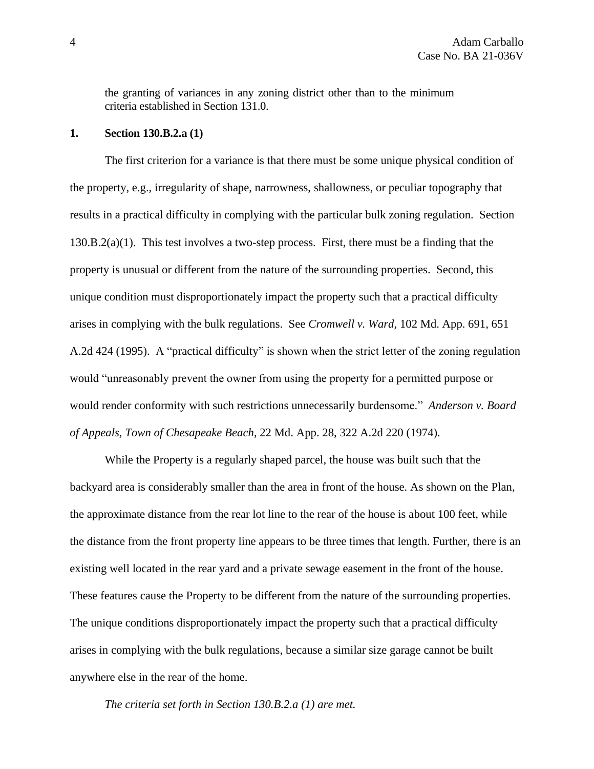the granting of variances in any zoning district other than to the minimum criteria established in Section 131.0.

**1. Section 130.B.2.a (1)**

The first criterion for a variance is that there must be some unique physical condition of the property, e.g., irregularity of shape, narrowness, shallowness, or peculiar topography that results in a practical difficulty in complying with the particular bulk zoning regulation. Section 130.B.2(a)(1). This test involves a two-step process. First, there must be a finding that the property is unusual or different from the nature of the surrounding properties. Second, this unique condition must disproportionately impact the property such that a practical difficulty arises in complying with the bulk regulations. See *Cromwell v. Ward*, 102 Md. App. 691, 651 A.2d 424 (1995). A "practical difficulty" is shown when the strict letter of the zoning regulation would "unreasonably prevent the owner from using the property for a permitted purpose or would render conformity with such restrictions unnecessarily burdensome." *Anderson v. Board of Appeals, Town of Chesapeake Beach*, 22 Md. App. 28, 322 A.2d 220 (1974).

While the Property is a regularly shaped parcel, the house was built such that the backyard area is considerably smaller than the area in front of the house. As shown on the Plan, the approximate distance from the rear lot line to the rear of the house is about 100 feet, while the distance from the front property line appears to be three times that length. Further, there is an existing well located in the rear yard and a private sewage easement in the front of the house. These features cause the Property to be different from the nature of the surrounding properties. The unique conditions disproportionately impact the property such that a practical difficulty arises in complying with the bulk regulations, because a similar size garage cannot be built anywhere else in the rear of the home.

*The criteria set forth in Section 130.B.2.a (1) are met.*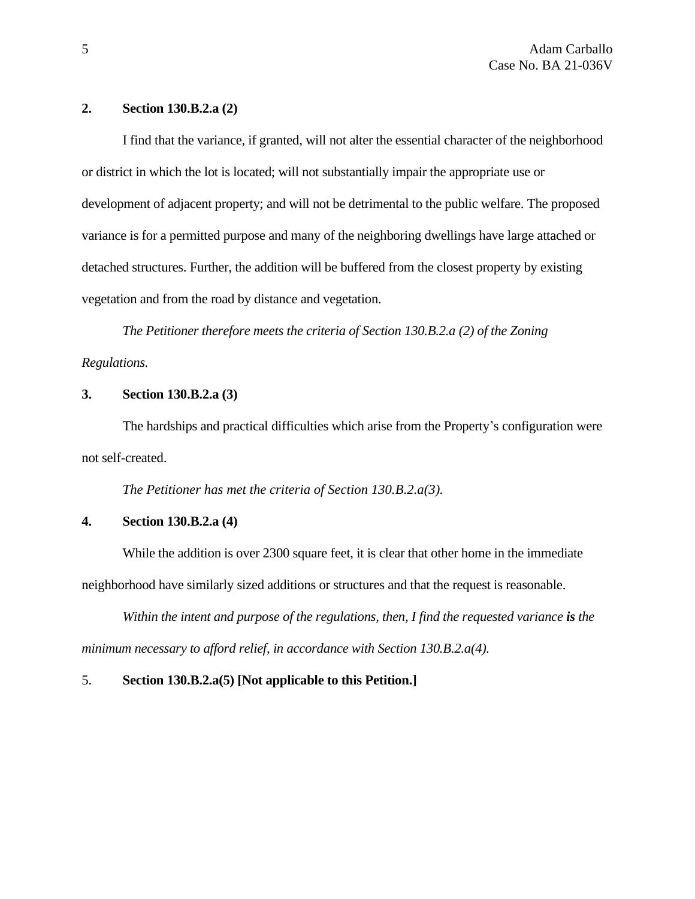**2. Section 130.B.2.a (2)**

I find that the variance, if granted, will not alter the essential character of the neighborhood or district in which the lot is located; will not substantially impair the appropriate use or development of adjacent property; and will not be detrimental to the public welfare. The proposed variance is for a permitted purpose and many of the neighboring dwellings have large attached or detached structures. Further, the addition will be buffered from the closest property by existing vegetation and from the road by distance and vegetation.

*The Petitioner therefore meets the criteria of Section 130.B.2.a (2) of the Zoning Regulations.*

**3. Section 130.B.2.a (3)**

The hardships and practical difficulties which arise from the Property's configuration were not self-created.

*The Petitioner has met the criteria of Section 130.B.2.a(3).*

**4. Section 130.B.2.a (4)**

While the addition is over 2300 square feet, it is clear that other home in the immediate neighborhood have similarly sized additions or structures and that the request is reasonable.

*Within the intent and purpose of the regulations, then, I find the requested variance* ***is*** *the minimum necessary to afford relief, in accordance with Section 130.B.2.a(4).*

5. **Section 130.B.2.a(5) [Not applicable to this Petition.]**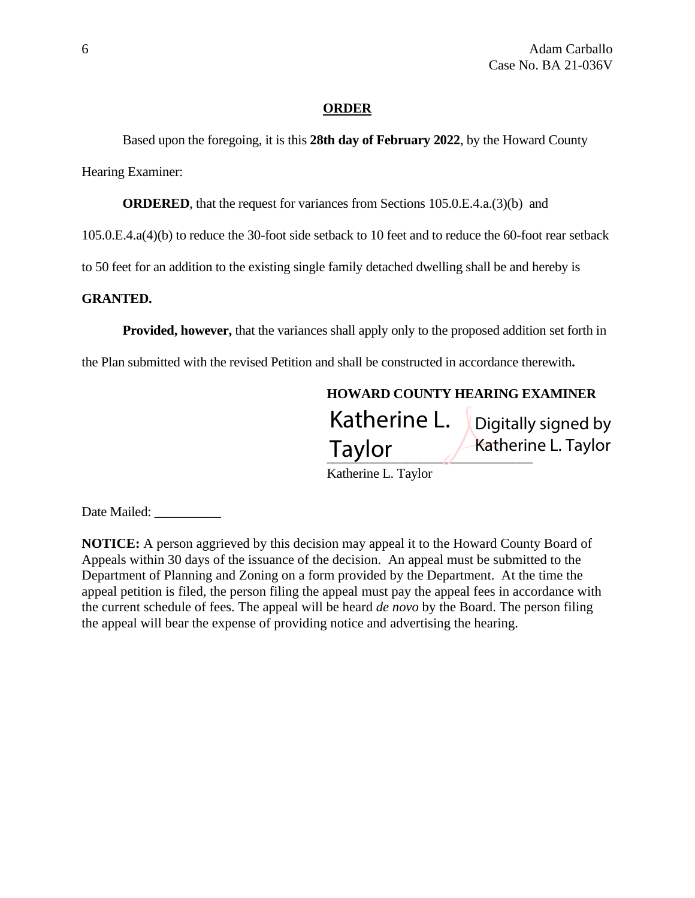**ORDER**

Based upon the foregoing, it is this **28th day of February 2022**, by the Howard County Hearing Examiner:

**ORDERED**, that the request for variances from Sections 105.0.E.4.a.(3)(b) and 105.0.E.4.a(4)(b) to reduce the 30-foot side setback to 10 feet and to reduce the 60-foot rear setback to 50 feet for an addition to the existing single family detached dwelling shall be and hereby is **GRANTED.**

**Provided, however,** that the variances shall apply only to the proposed addition set forth in the Plan submitted with the revised Petition and shall be constructed in accordance therewith**.**

**HOWARD COUNTY HEARING EXAMINER**

Katherine L. Taylor — Digitally signed by Katherine L. Taylor

\_\_\_\_\_\_\_\_\_\_\_\_\_\_\_\_\_\_\_\_\_\_\_\_\_\_\_\_

Katherine L. Taylor

Date Mailed: \_\_\_\_\_\_\_\_\_\_

**NOTICE:** A person aggrieved by this decision may appeal it to the Howard County Board of Appeals within 30 days of the issuance of the decision. An appeal must be submitted to the Department of Planning and Zoning on a form provided by the Department. At the time the appeal petition is filed, the person filing the appeal must pay the appeal fees in accordance with the current schedule of fees. The appeal will be heard *de novo* by the Board. The person filing the appeal will bear the expense of providing notice and advertising the hearing.